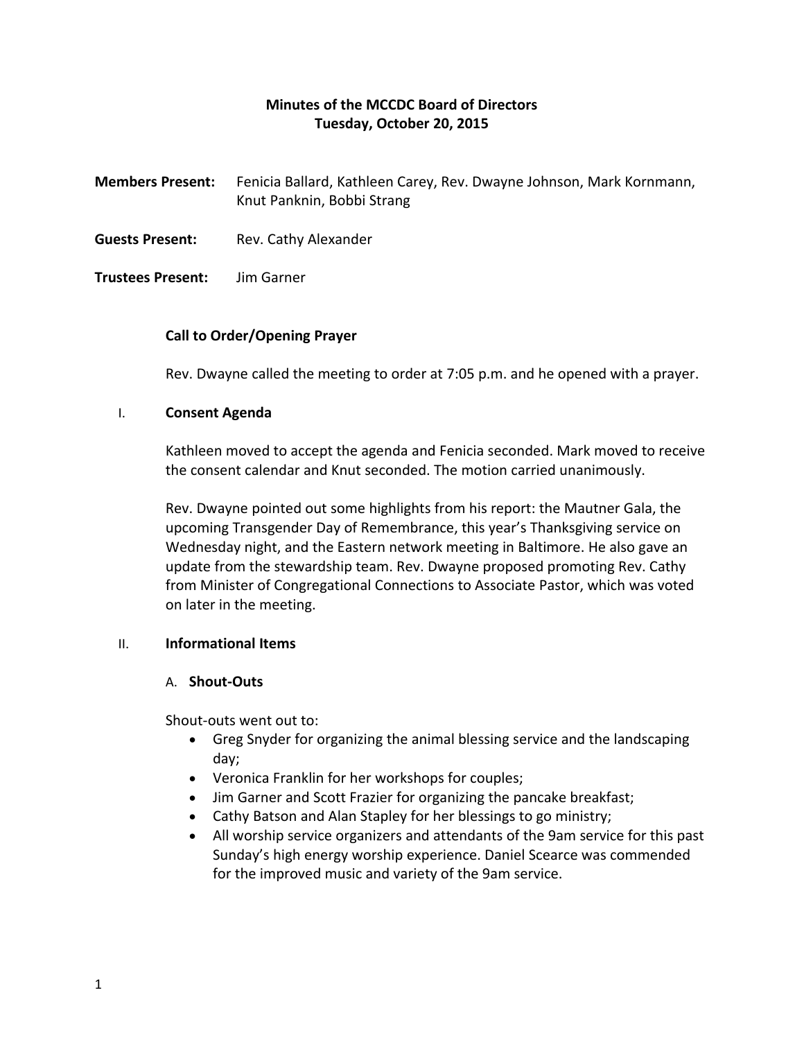# Minutes of the MCCDC Board of Directors
## Tuesday, October 20, 2015

**Members Present:** Fenicia Ballard, Kathleen Carey, Rev. Dwayne Johnson, Mark Kornmann, Knut Panknin, Bobbi Strang

**Guests Present:** Rev. Cathy Alexander

**Trustees Present:** Jim Garner

### Call to Order/Opening Prayer

Rev. Dwayne called the meeting to order at 7:05 p.m. and he opened with a prayer.

### I. Consent Agenda

Kathleen moved to accept the agenda and Fenicia seconded. Mark moved to receive the consent calendar and Knut seconded. The motion carried unanimously.

Rev. Dwayne pointed out some highlights from his report: the Mautner Gala, the upcoming Transgender Day of Remembrance, this year's Thanksgiving service on Wednesday night, and the Eastern network meeting in Baltimore. He also gave an update from the stewardship team. Rev. Dwayne proposed promoting Rev. Cathy from Minister of Congregational Connections to Associate Pastor, which was voted on later in the meeting.

### II. Informational Items

#### A. Shout-Outs

Shout-outs went out to:

- Greg Snyder for organizing the animal blessing service and the landscaping day;
- Veronica Franklin for her workshops for couples;
- Jim Garner and Scott Frazier for organizing the pancake breakfast;
- Cathy Batson and Alan Stapley for her blessings to go ministry;
- All worship service organizers and attendants of the 9am service for this past Sunday's high energy worship experience. Daniel Scearce was commended for the improved music and variety of the 9am service.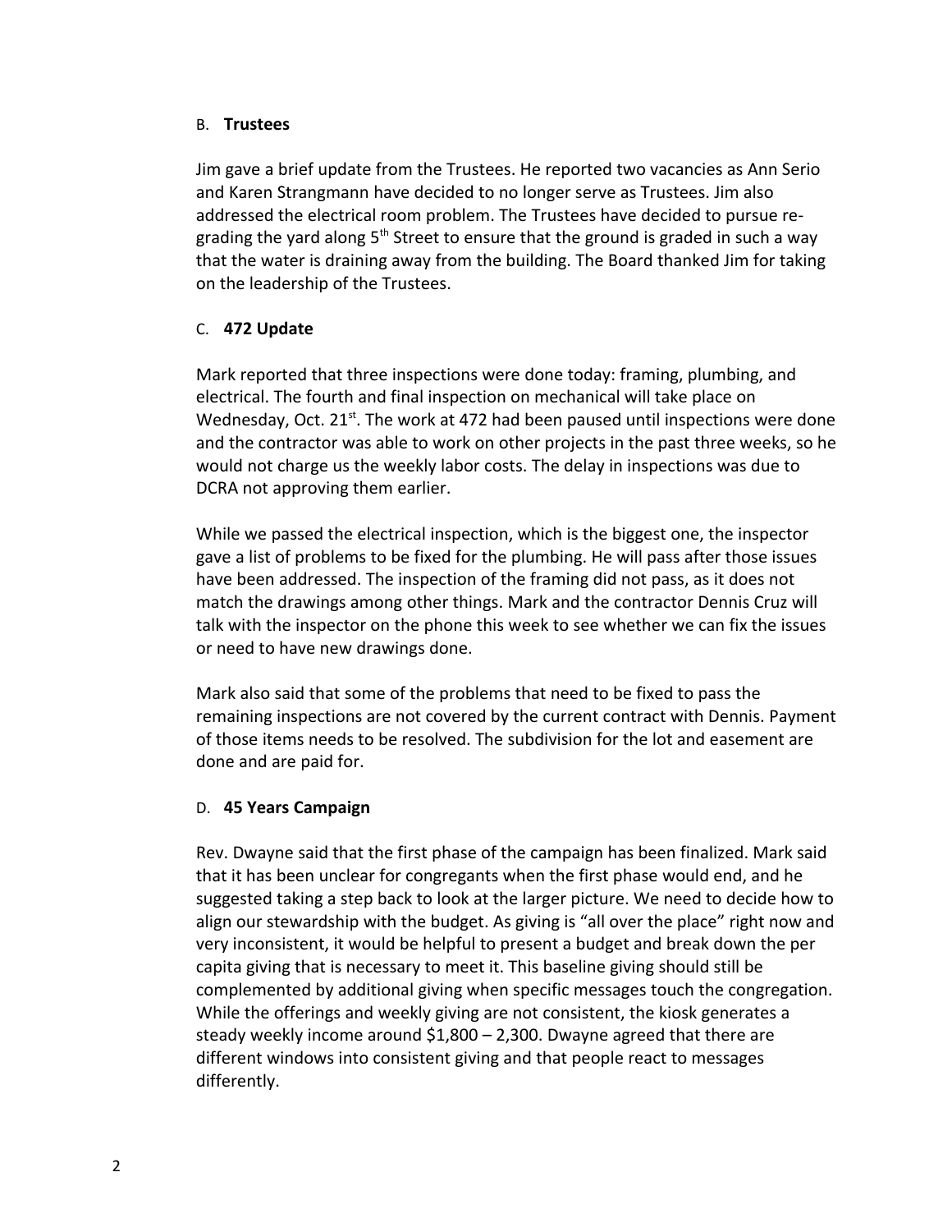### B. **Trustees**

Jim gave a brief update from the Trustees. He reported two vacancies as Ann Serio and Karen Strangmann have decided to no longer serve as Trustees. Jim also addressed the electrical room problem. The Trustees have decided to pursue re-grading the yard along 5th Street to ensure that the ground is graded in such a way that the water is draining away from the building. The Board thanked Jim for taking on the leadership of the Trustees.

### C. **472 Update**

Mark reported that three inspections were done today: framing, plumbing, and electrical. The fourth and final inspection on mechanical will take place on Wednesday, Oct. 21st. The work at 472 had been paused until inspections were done and the contractor was able to work on other projects in the past three weeks, so he would not charge us the weekly labor costs. The delay in inspections was due to DCRA not approving them earlier.

While we passed the electrical inspection, which is the biggest one, the inspector gave a list of problems to be fixed for the plumbing. He will pass after those issues have been addressed. The inspection of the framing did not pass, as it does not match the drawings among other things. Mark and the contractor Dennis Cruz will talk with the inspector on the phone this week to see whether we can fix the issues or need to have new drawings done.

Mark also said that some of the problems that need to be fixed to pass the remaining inspections are not covered by the current contract with Dennis. Payment of those items needs to be resolved. The subdivision for the lot and easement are done and are paid for.

### D. **45 Years Campaign**

Rev. Dwayne said that the first phase of the campaign has been finalized. Mark said that it has been unclear for congregants when the first phase would end, and he suggested taking a step back to look at the larger picture. We need to decide how to align our stewardship with the budget. As giving is "all over the place" right now and very inconsistent, it would be helpful to present a budget and break down the per capita giving that is necessary to meet it. This baseline giving should still be complemented by additional giving when specific messages touch the congregation. While the offerings and weekly giving are not consistent, the kiosk generates a steady weekly income around $1,800 – 2,300. Dwayne agreed that there are different windows into consistent giving and that people react to messages differently.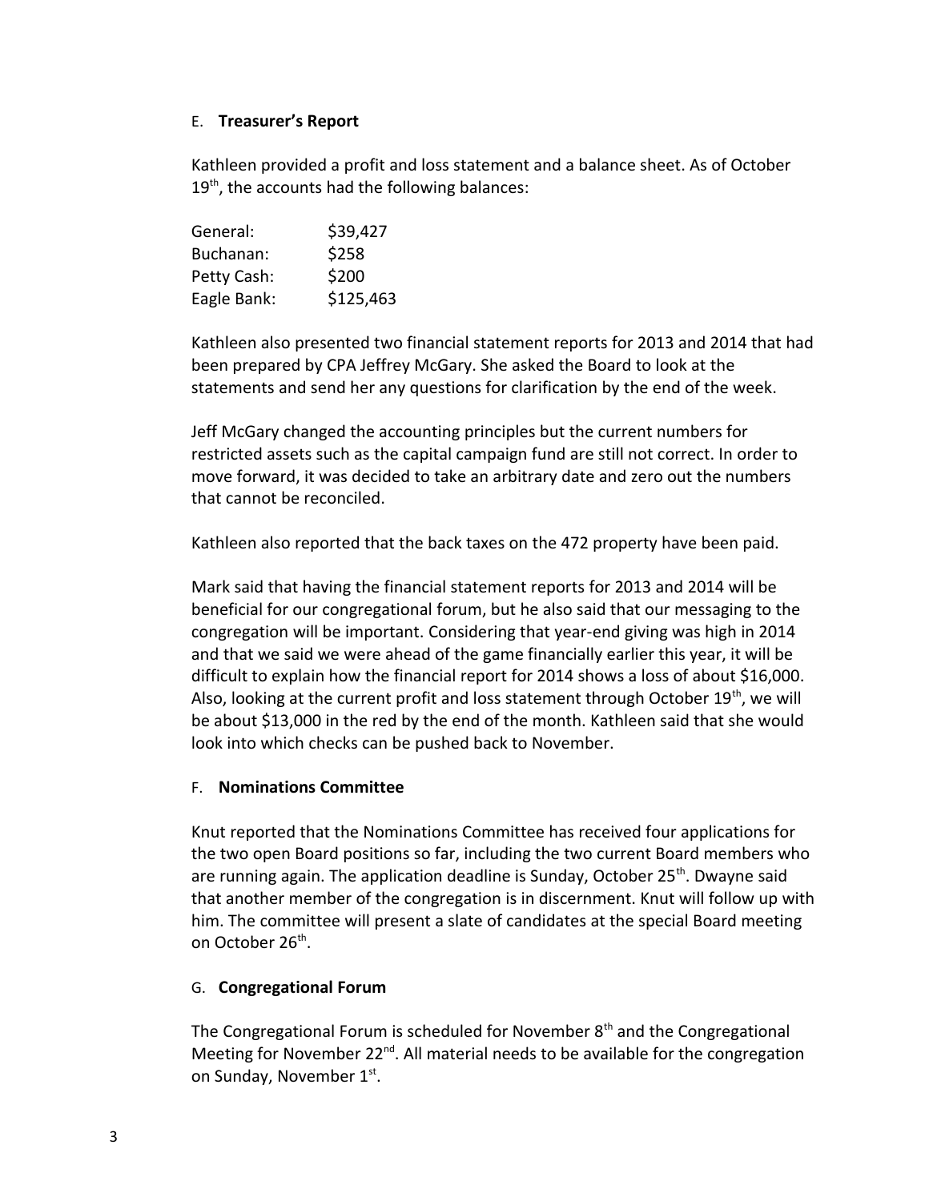### E. **Treasurer's Report**

Kathleen provided a profit and loss statement and a balance sheet. As of October 19th, the accounts had the following balances:

| | |
|---|---|
| General: | $39,427 |
| Buchanan: | $258 |
| Petty Cash: | $200 |
| Eagle Bank: | $125,463 |

Kathleen also presented two financial statement reports for 2013 and 2014 that had been prepared by CPA Jeffrey McGary. She asked the Board to look at the statements and send her any questions for clarification by the end of the week.

Jeff McGary changed the accounting principles but the current numbers for restricted assets such as the capital campaign fund are still not correct. In order to move forward, it was decided to take an arbitrary date and zero out the numbers that cannot be reconciled.

Kathleen also reported that the back taxes on the 472 property have been paid.

Mark said that having the financial statement reports for 2013 and 2014 will be beneficial for our congregational forum, but he also said that our messaging to the congregation will be important. Considering that year-end giving was high in 2014 and that we said we were ahead of the game financially earlier this year, it will be difficult to explain how the financial report for 2014 shows a loss of about $16,000. Also, looking at the current profit and loss statement through October 19th, we will be about $13,000 in the red by the end of the month. Kathleen said that she would look into which checks can be pushed back to November.

### F. **Nominations Committee**

Knut reported that the Nominations Committee has received four applications for the two open Board positions so far, including the two current Board members who are running again. The application deadline is Sunday, October 25th. Dwayne said that another member of the congregation is in discernment. Knut will follow up with him. The committee will present a slate of candidates at the special Board meeting on October 26th.

### G. **Congregational Forum**

The Congregational Forum is scheduled for November 8th and the Congregational Meeting for November 22nd. All material needs to be available for the congregation on Sunday, November 1st.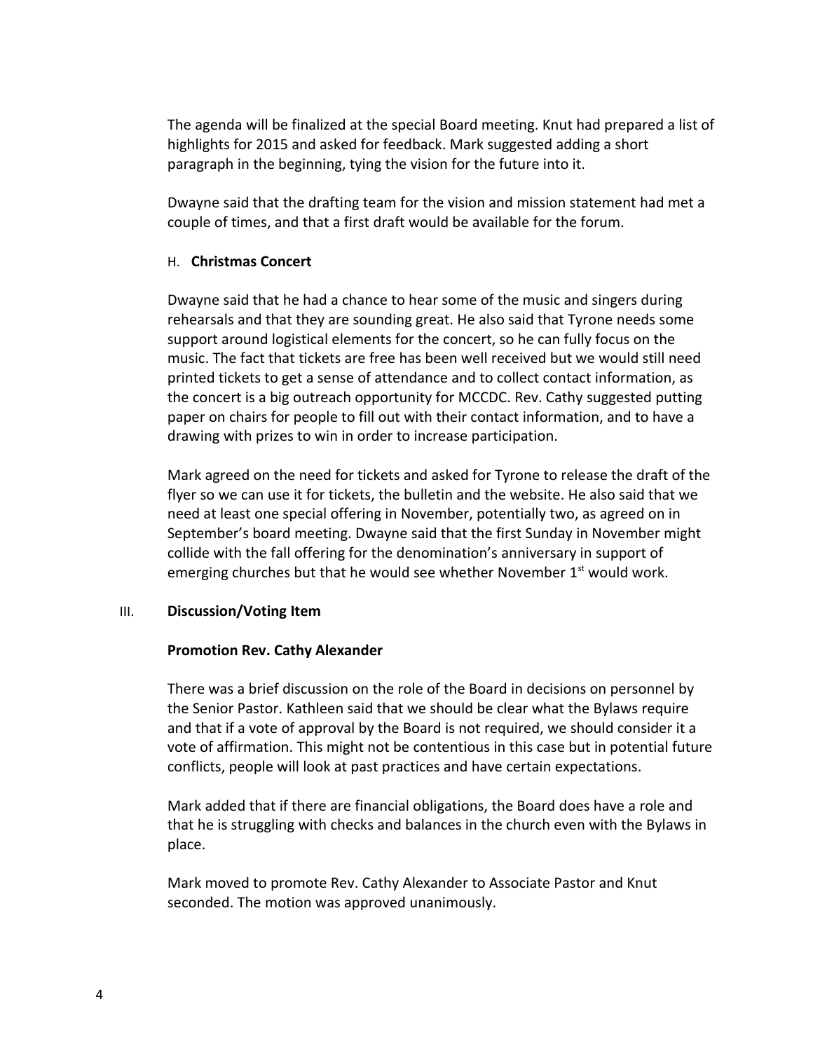The agenda will be finalized at the special Board meeting. Knut had prepared a list of highlights for 2015 and asked for feedback. Mark suggested adding a short paragraph in the beginning, tying the vision for the future into it.

Dwayne said that the drafting team for the vision and mission statement had met a couple of times, and that a first draft would be available for the forum.

### H. Christmas Concert

Dwayne said that he had a chance to hear some of the music and singers during rehearsals and that they are sounding great. He also said that Tyrone needs some support around logistical elements for the concert, so he can fully focus on the music. The fact that tickets are free has been well received but we would still need printed tickets to get a sense of attendance and to collect contact information, as the concert is a big outreach opportunity for MCCDC. Rev. Cathy suggested putting paper on chairs for people to fill out with their contact information, and to have a drawing with prizes to win in order to increase participation.

Mark agreed on the need for tickets and asked for Tyrone to release the draft of the flyer so we can use it for tickets, the bulletin and the website. He also said that we need at least one special offering in November, potentially two, as agreed on in September's board meeting. Dwayne said that the first Sunday in November might collide with the fall offering for the denomination's anniversary in support of emerging churches but that he would see whether November 1st would work.

## III. Discussion/Voting Item

### Promotion Rev. Cathy Alexander

There was a brief discussion on the role of the Board in decisions on personnel by the Senior Pastor. Kathleen said that we should be clear what the Bylaws require and that if a vote of approval by the Board is not required, we should consider it a vote of affirmation. This might not be contentious in this case but in potential future conflicts, people will look at past practices and have certain expectations.

Mark added that if there are financial obligations, the Board does have a role and that he is struggling with checks and balances in the church even with the Bylaws in place.

Mark moved to promote Rev. Cathy Alexander to Associate Pastor and Knut seconded. The motion was approved unanimously.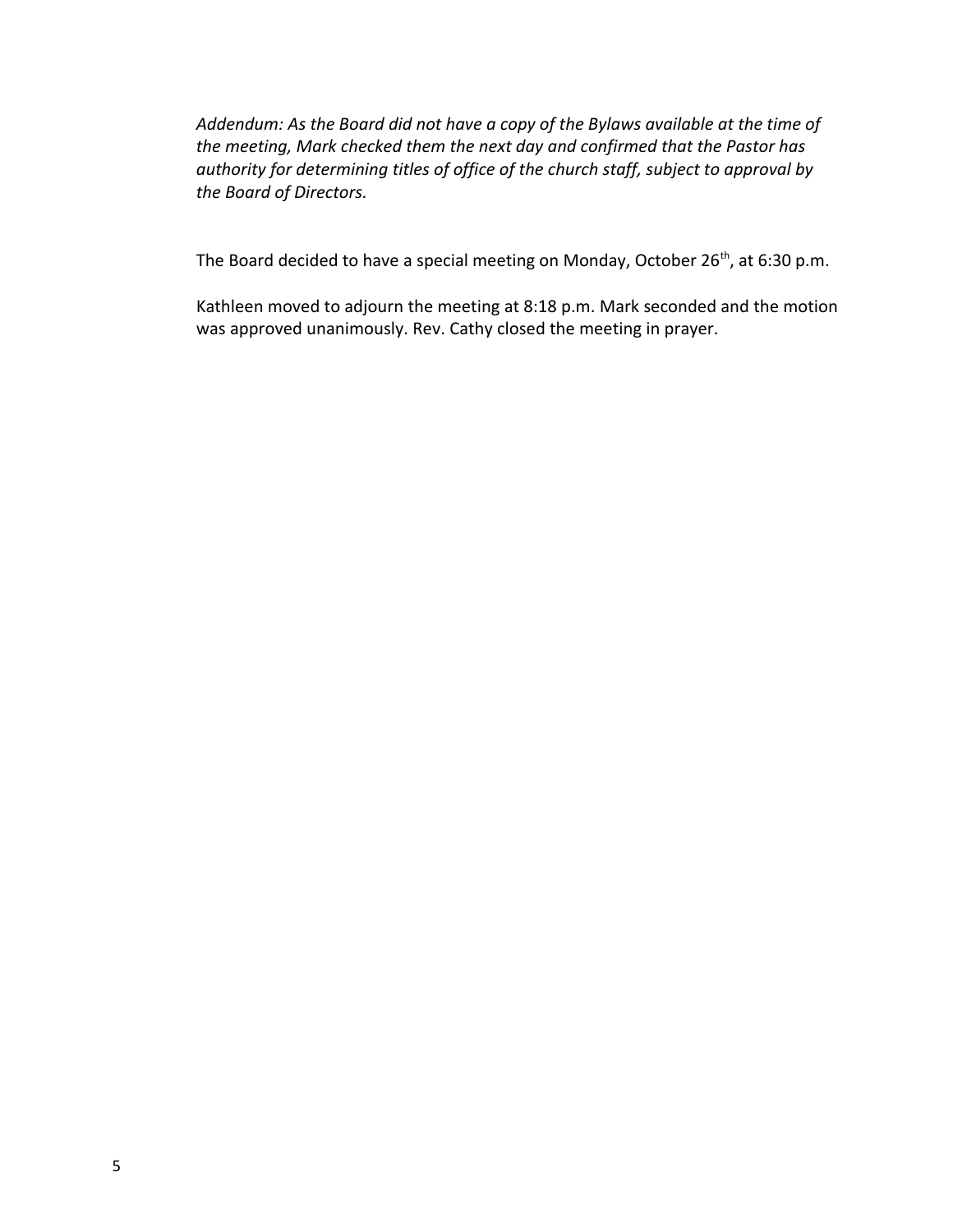*Addendum: As the Board did not have a copy of the Bylaws available at the time of the meeting, Mark checked them the next day and confirmed that the Pastor has authority for determining titles of office of the church staff, subject to approval by the Board of Directors.*

The Board decided to have a special meeting on Monday, October 26th, at 6:30 p.m.

Kathleen moved to adjourn the meeting at 8:18 p.m. Mark seconded and the motion was approved unanimously. Rev. Cathy closed the meeting in prayer.